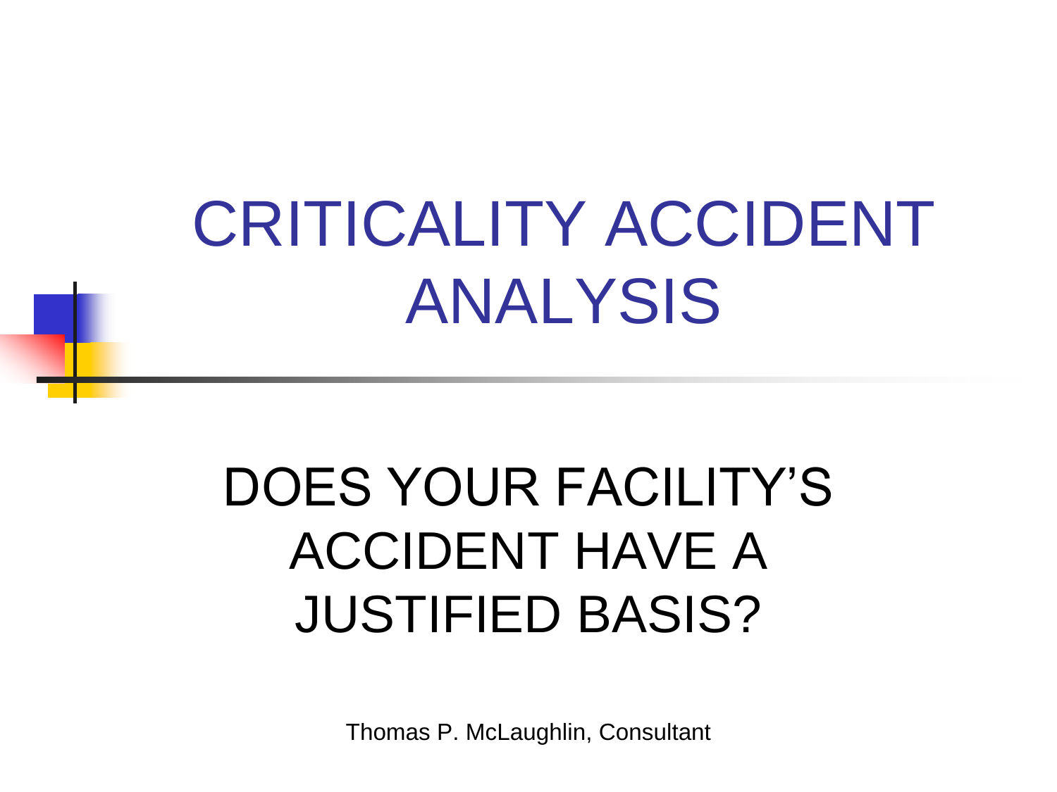# CRITICALITY ACCIDENT ANALYSIS

## DOES YOUR FACILITY'S ACCIDENT HAVE A JUSTIFIED BASIS?

Thomas P. McLaughlin, Consultant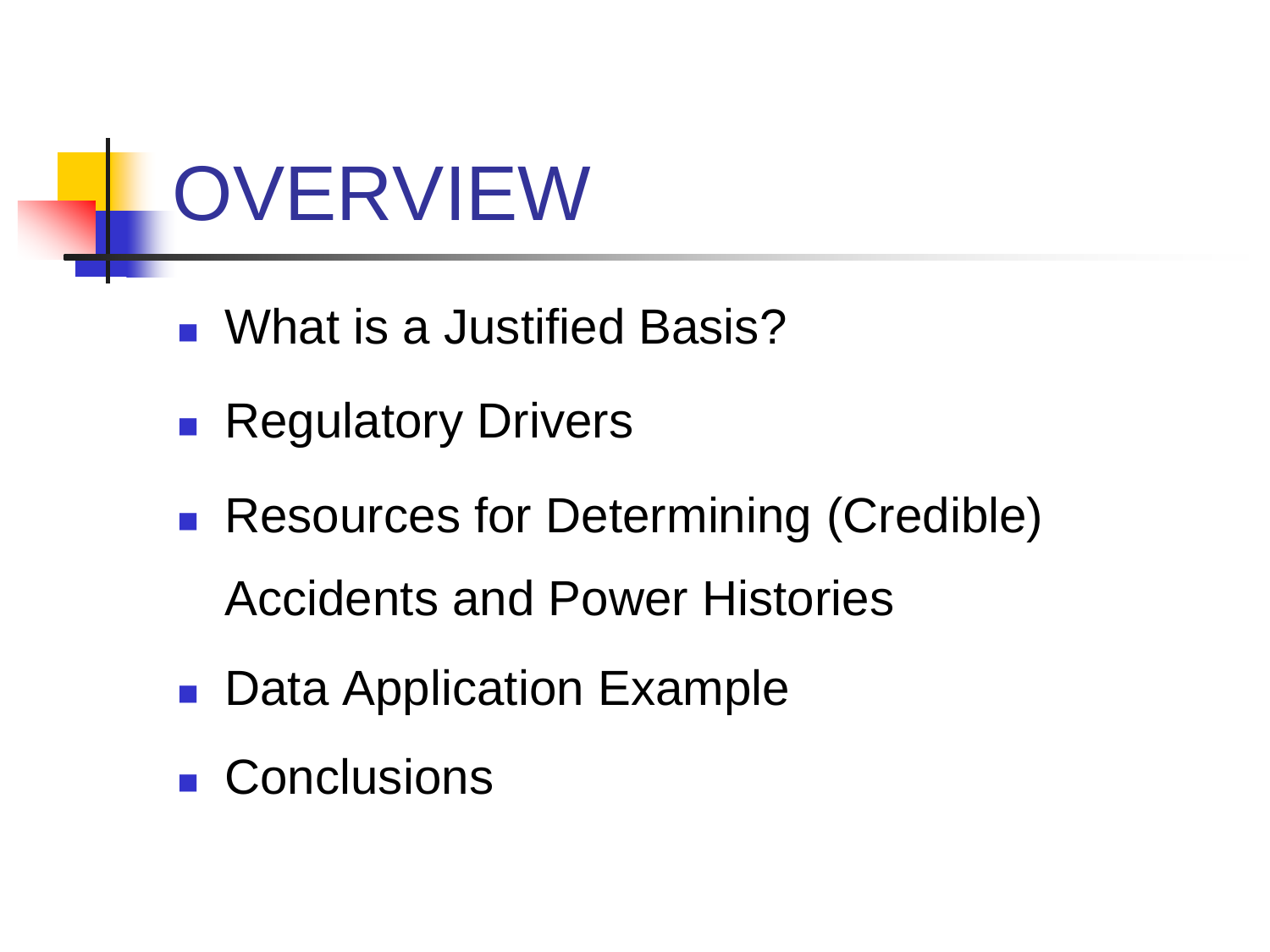# OVERVIEW

- What is a Justified Basis?
- Regulatory Drivers
- Resources for Determining (Credible) Accidents and Power Histories
- Data Application Example
- Conclusions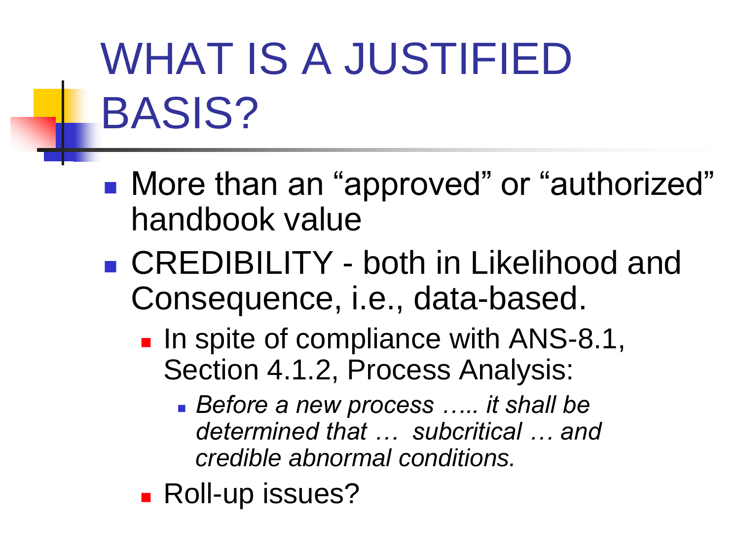# WHAT IS A JUSTIFIED BASIS?

- More than an “approved” or “authorized” handbook value
- CREDIBILITY - both in Likelihood and Consequence, i.e., data-based.
  - In spite of compliance with ANS-8.1, Section 4.1.2, Process Analysis:
    - *Before a new process ….. it shall be determined that … subcritical … and credible abnormal conditions.*
  - Roll-up issues?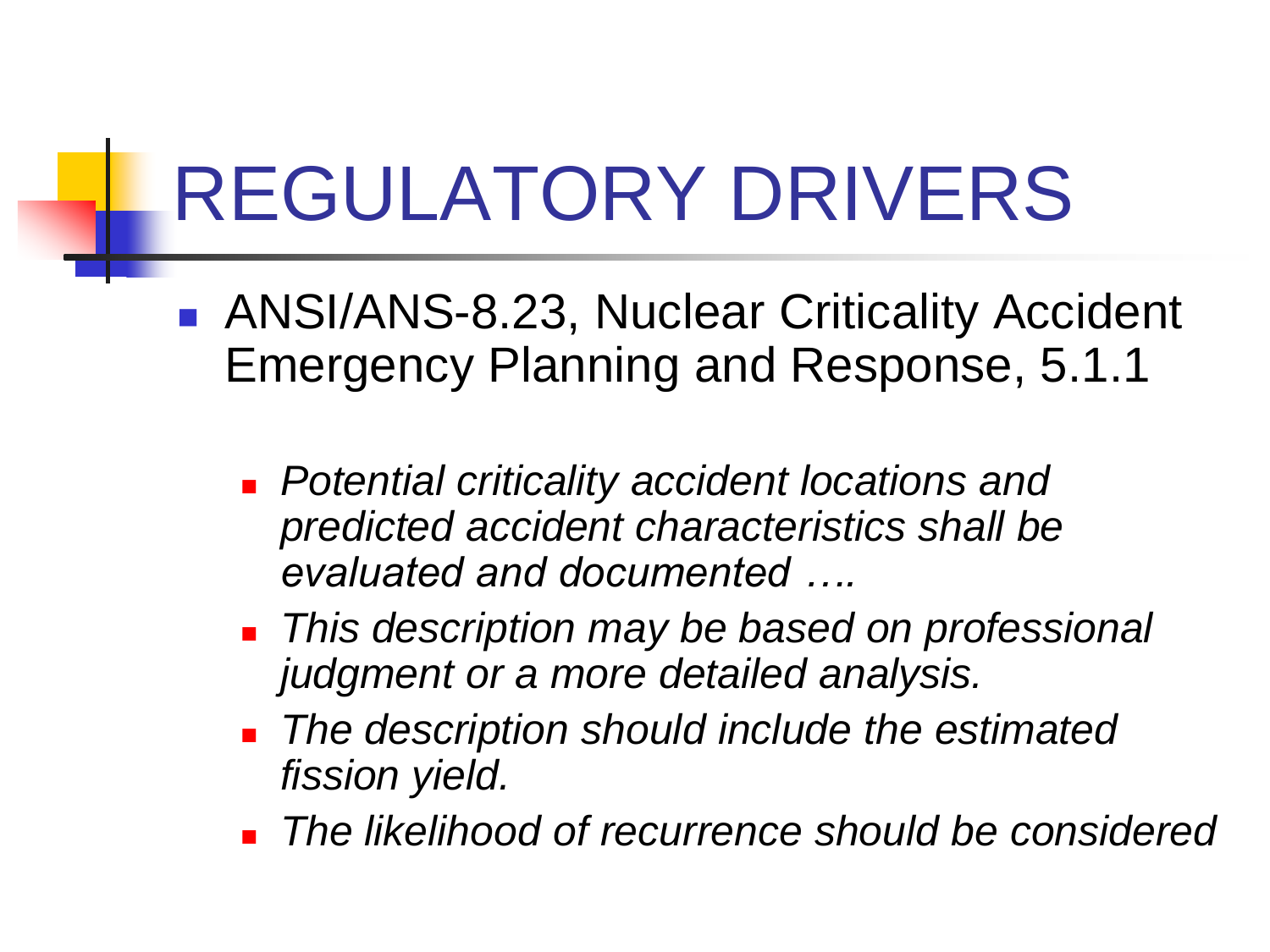# REGULATORY DRIVERS

- ANSI/ANS-8.23, Nuclear Criticality Accident Emergency Planning and Response, 5.1.1
  - *Potential criticality accident locations and predicted accident characteristics shall be evaluated and documented ….*
  - *This description may be based on professional judgment or a more detailed analysis.*
  - *The description should include the estimated fission yield.*
  - *The likelihood of recurrence should be considered*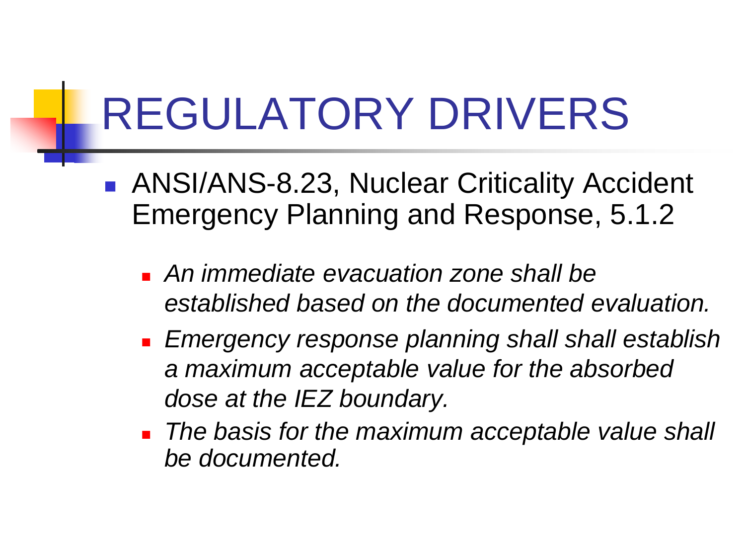# REGULATORY DRIVERS

- ANSI/ANS-8.23, Nuclear Criticality Accident Emergency Planning and Response, 5.1.2
  - *An immediate evacuation zone shall be established based on the documented evaluation.*
  - *Emergency response planning shall shall establish a maximum acceptable value for the absorbed dose at the IEZ boundary.*
  - *The basis for the maximum acceptable value shall be documented.*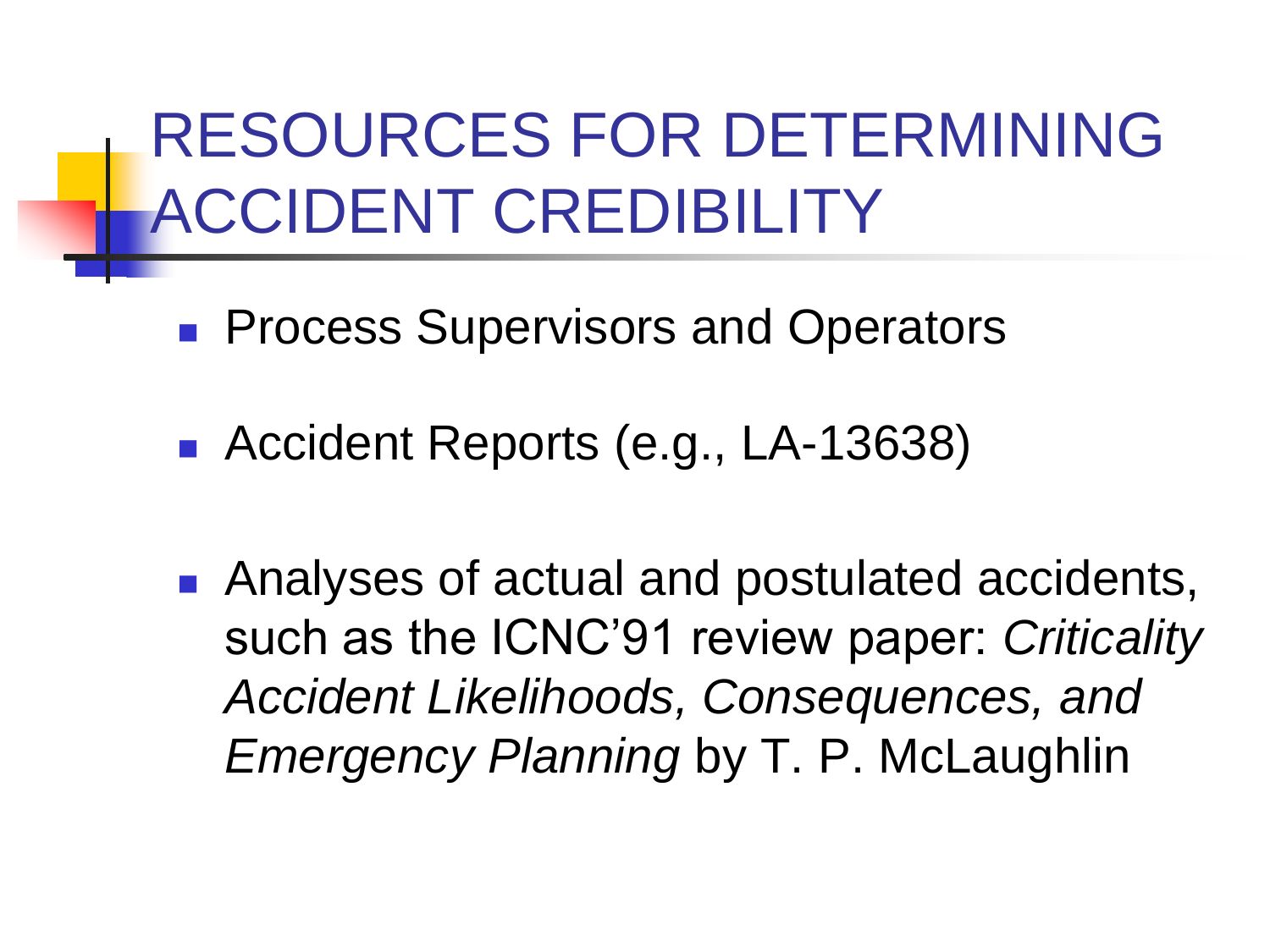# RESOURCES FOR DETERMINING ACCIDENT CREDIBILITY

- Process Supervisors and Operators
- Accident Reports (e.g., LA-13638)
- Analyses of actual and postulated accidents, such as the ICNC'91 review paper: *Criticality Accident Likelihoods, Consequences, and Emergency Planning* by T. P. McLaughlin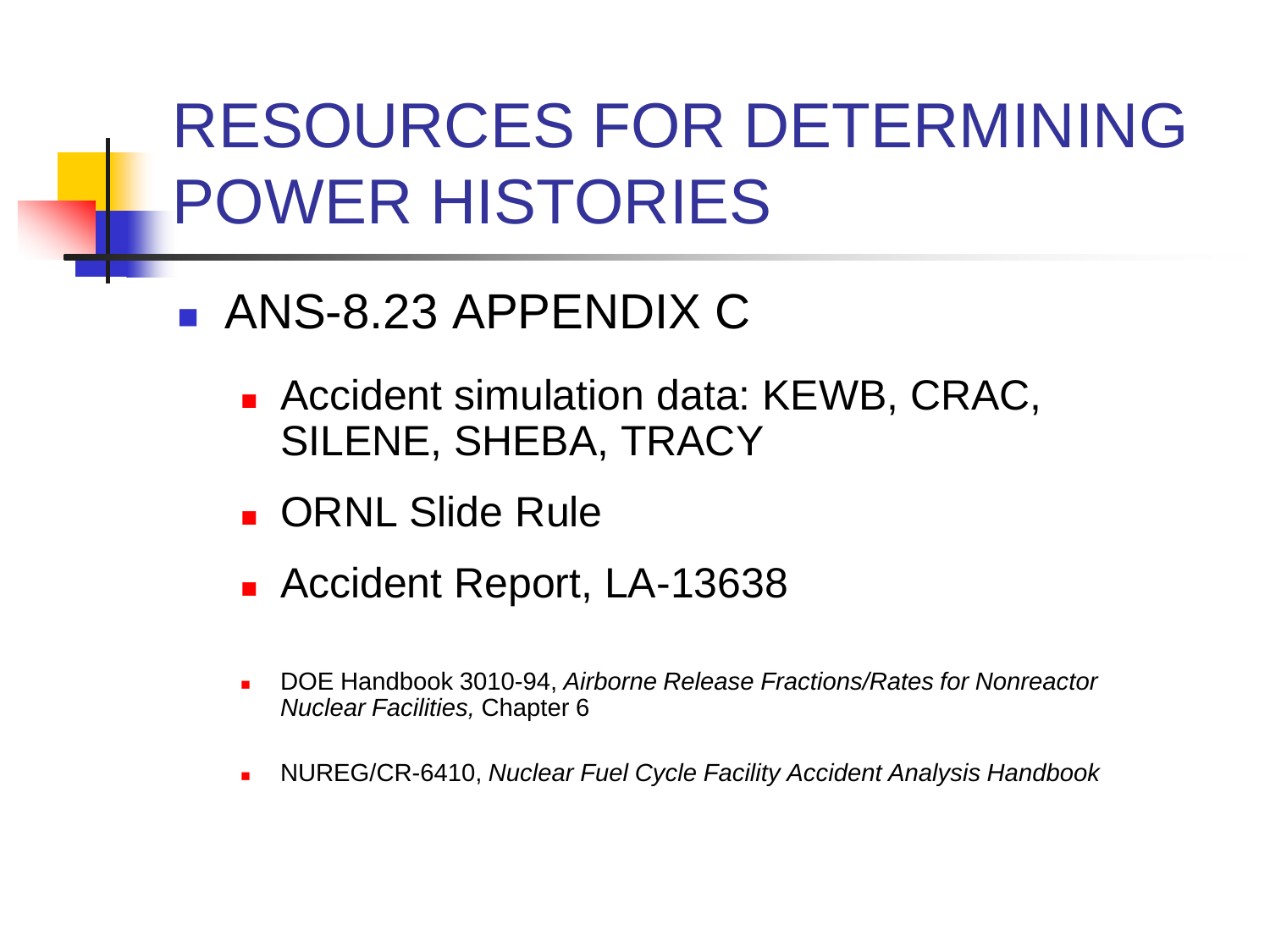# RESOURCES FOR DETERMINING POWER HISTORIES

- ANS-8.23 APPENDIX C
  - Accident simulation data: KEWB, CRAC, SILENE, SHEBA, TRACY
  - ORNL Slide Rule
  - Accident Report, LA-13638
  - DOE Handbook 3010-94, *Airborne Release Fractions/Rates for Nonreactor Nuclear Facilities,* Chapter 6
  - NUREG/CR-6410, *Nuclear Fuel Cycle Facility Accident Analysis Handbook*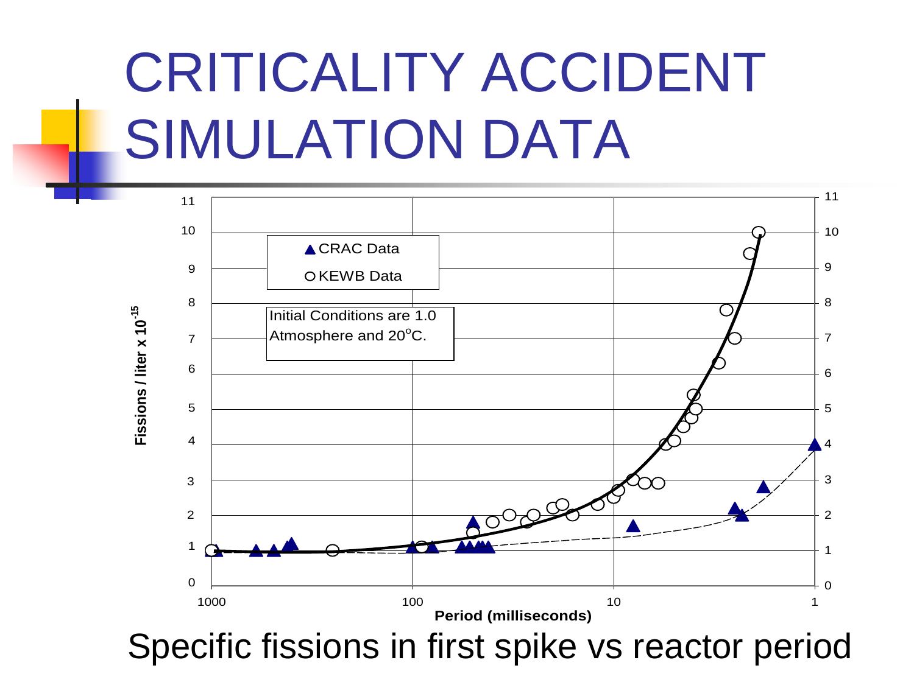# CRITICALITY ACCIDENT SIMULATION DATA

Fissions / liter x $10^{-15}$

▲ CRAC Data

○ KEWB Data

Initial Conditions are 1.0 Atmosphere and 20°C.

Period (milliseconds)

Specific fissions in first spike vs reactor period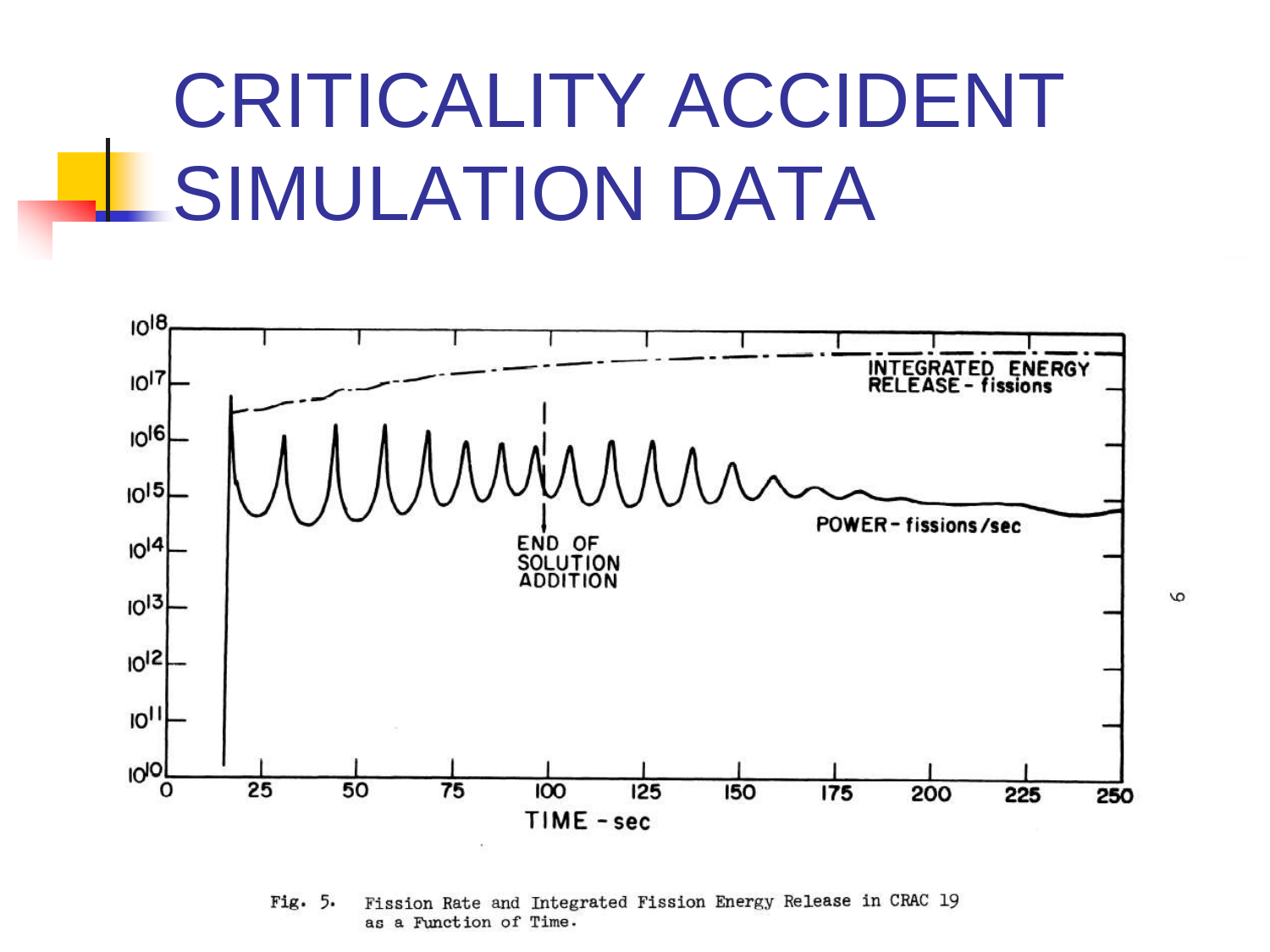# CRITICALITY ACCIDENT SIMULATION DATA

Fig. 5. Fission Rate and Integrated Fission Energy Release in CRAC 19 as a Function of Time.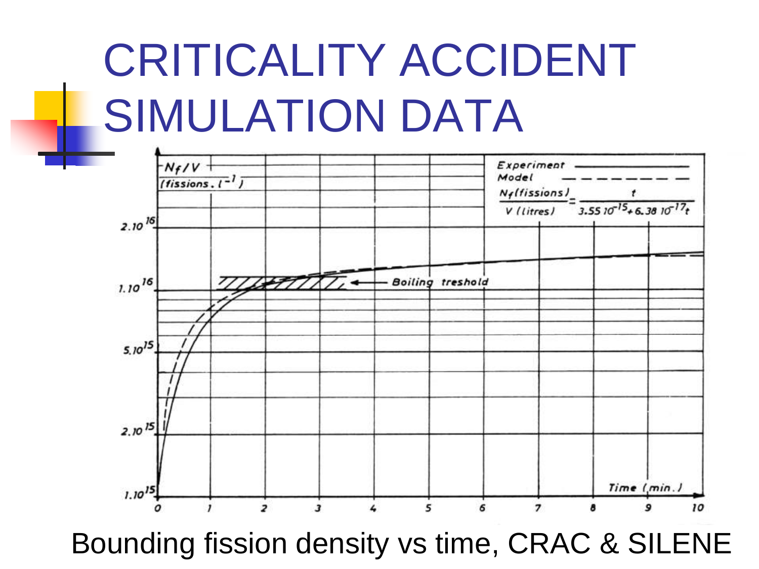# CRITICALITY ACCIDENT SIMULATION DATA

*Experiment* ———

*Model* – – – – –

$$\frac{N_f\,(\text{fissions})}{V\,(\text{litres})} = \frac{t}{3.55\,10^{-15} + 6.38\,10^{-17}t}$$

$N_f/V$ (fissions . $l^{-1}$)

Boiling treshold

Time (min.)

Bounding fission density vs time, CRAC & SILENE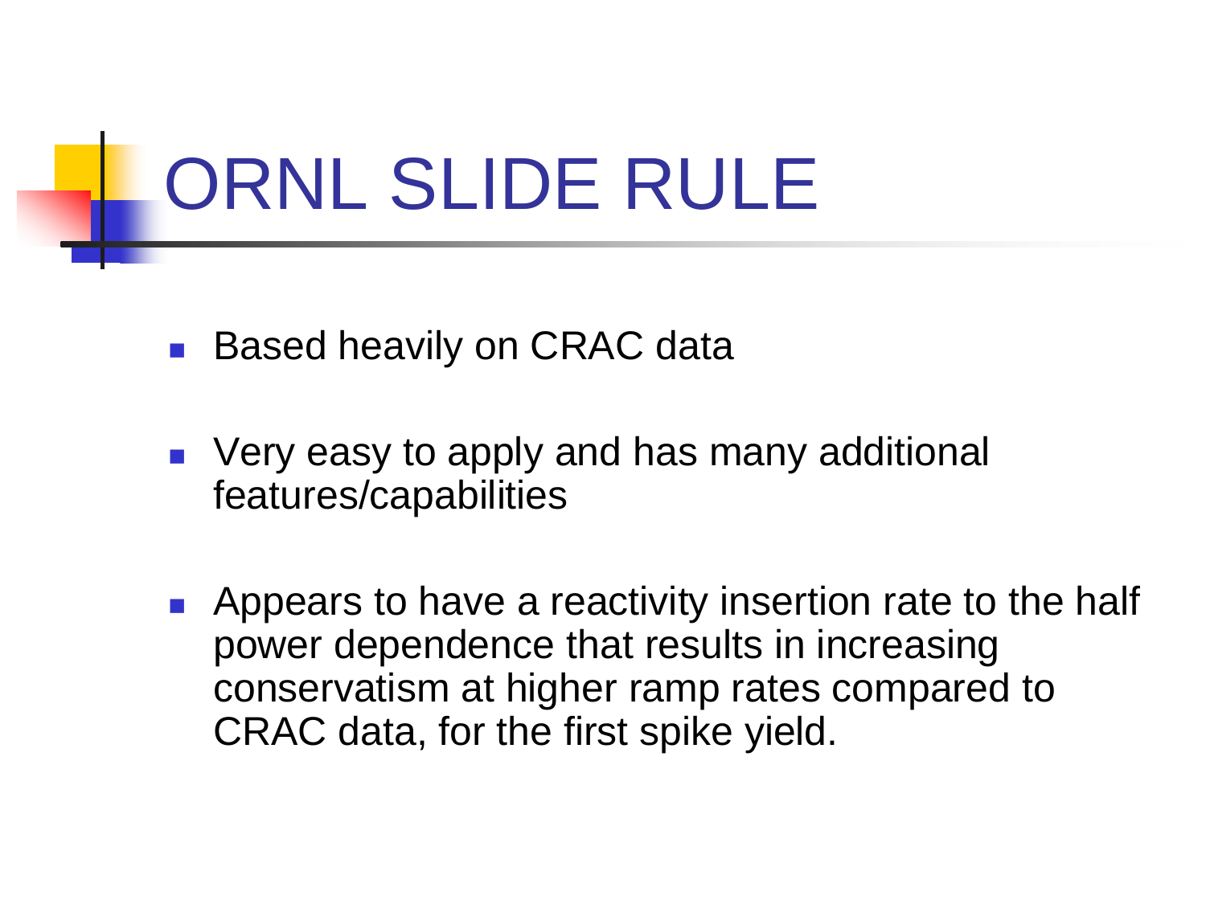# ORNL SLIDE RULE

- Based heavily on CRAC data
- Very easy to apply and has many additional features/capabilities
- Appears to have a reactivity insertion rate to the half power dependence that results in increasing conservatism at higher ramp rates compared to CRAC data, for the first spike yield.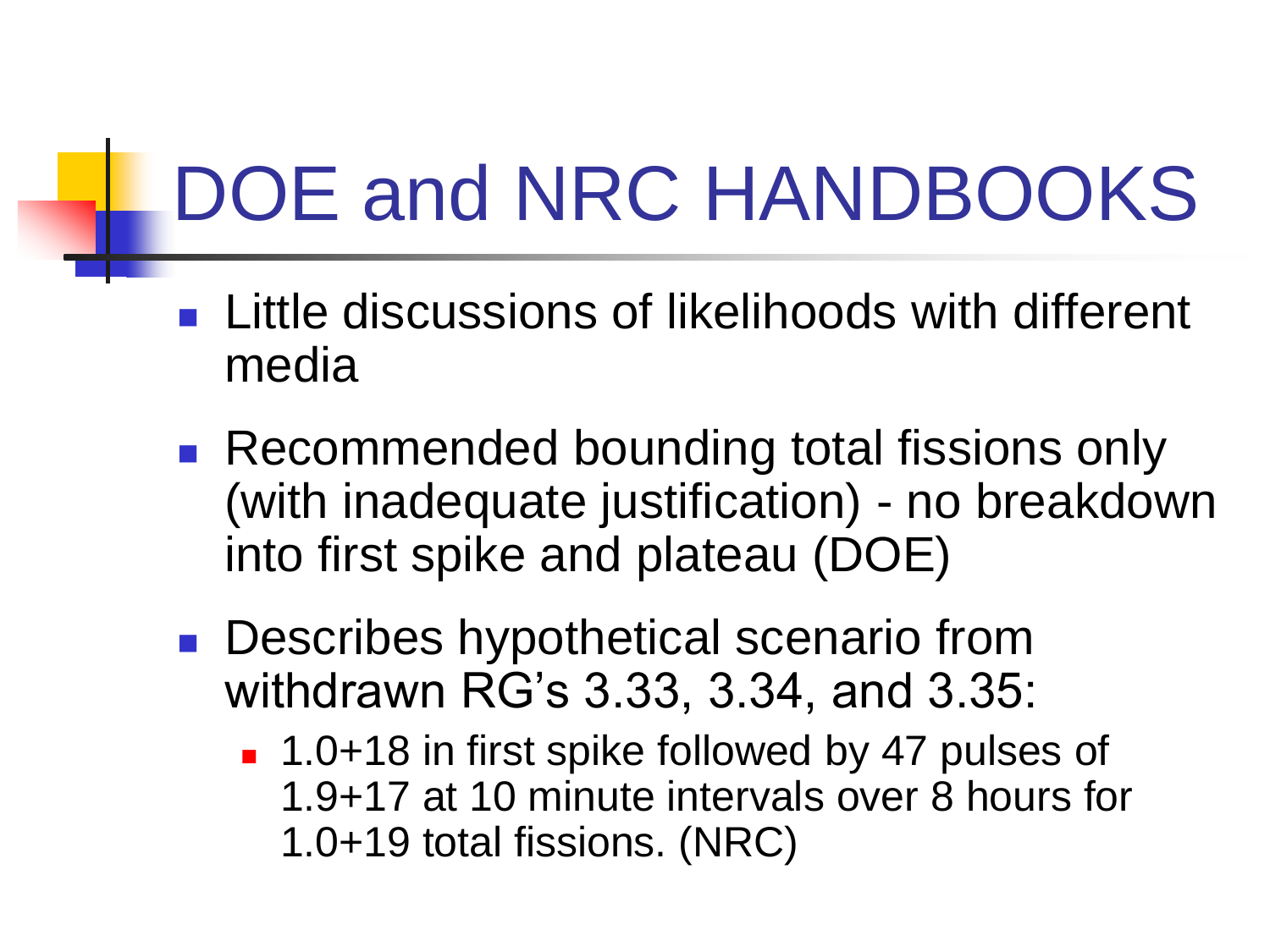# DOE and NRC HANDBOOKS

- Little discussions of likelihoods with different media
- Recommended bounding total fissions only (with inadequate justification) - no breakdown into first spike and plateau (DOE)
- Describes hypothetical scenario from withdrawn RG's 3.33, 3.34, and 3.35:
  - 1.0+18 in first spike followed by 47 pulses of 1.9+17 at 10 minute intervals over 8 hours for 1.0+19 total fissions. (NRC)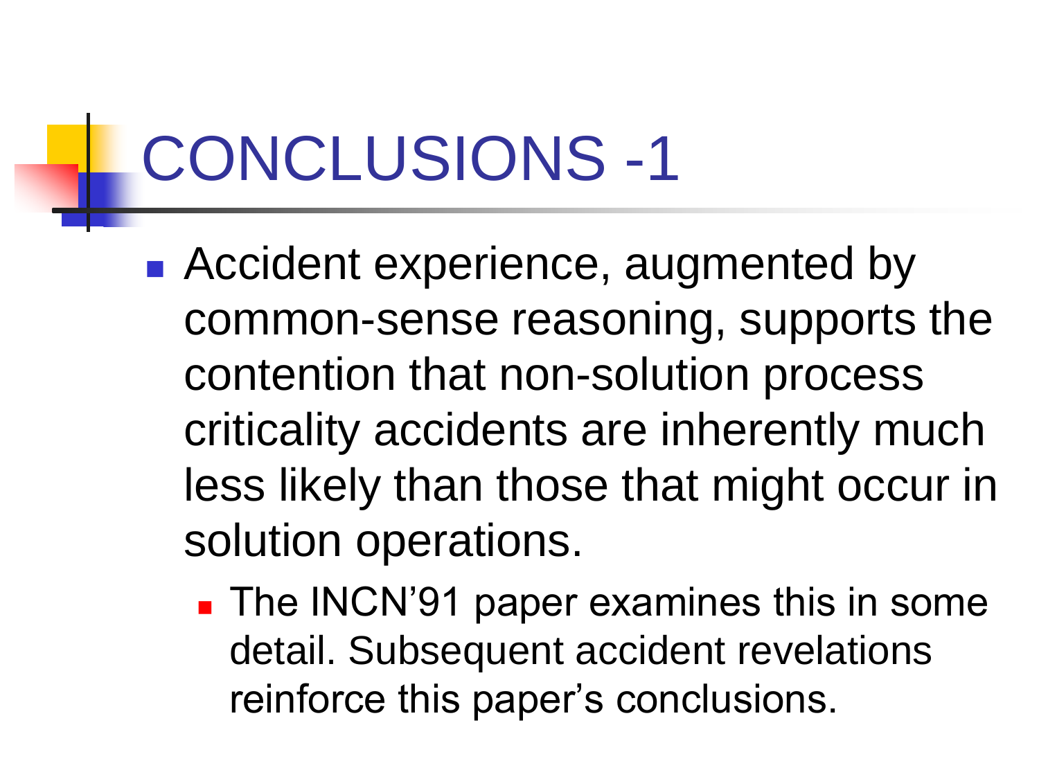# CONCLUSIONS -1

- Accident experience, augmented by common-sense reasoning, supports the contention that non-solution process criticality accidents are inherently much less likely than those that might occur in solution operations.
  - The INCN'91 paper examines this in some detail. Subsequent accident revelations reinforce this paper's conclusions.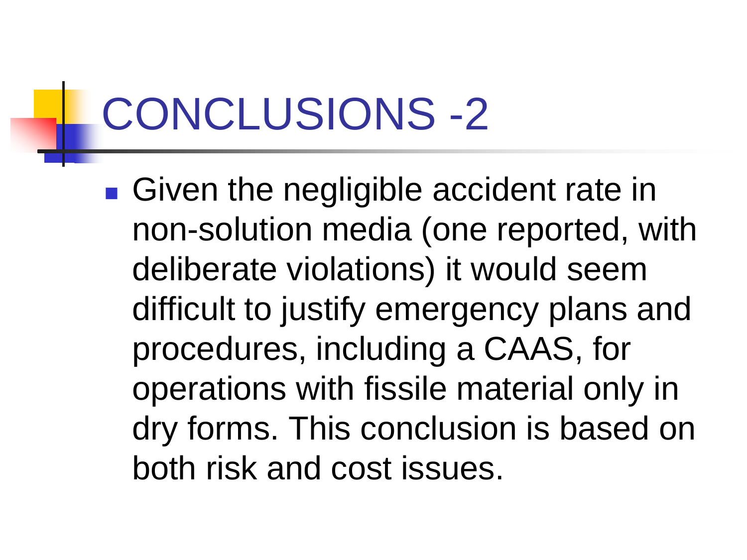# CONCLUSIONS -2

- Given the negligible accident rate in non-solution media (one reported, with deliberate violations) it would seem difficult to justify emergency plans and procedures, including a CAAS, for operations with fissile material only in dry forms. This conclusion is based on both risk and cost issues.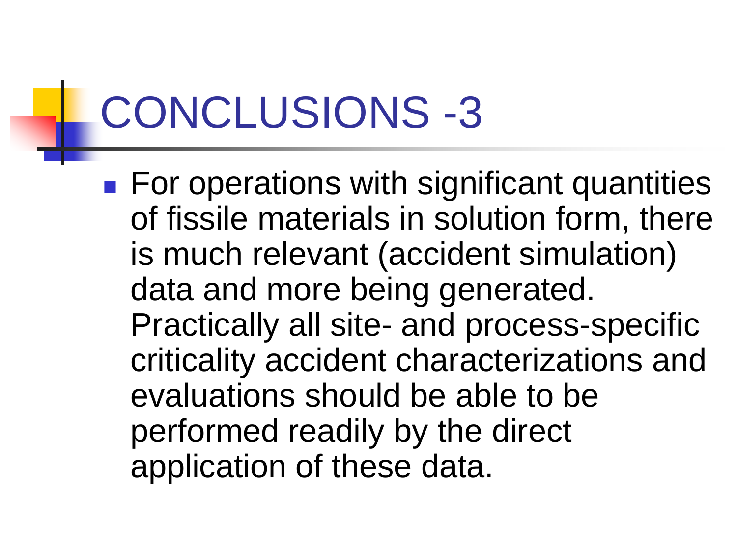# CONCLUSIONS -3

- For operations with significant quantities of fissile materials in solution form, there is much relevant (accident simulation) data and more being generated. Practically all site- and process-specific criticality accident characterizations and evaluations should be able to be performed readily by the direct application of these data.